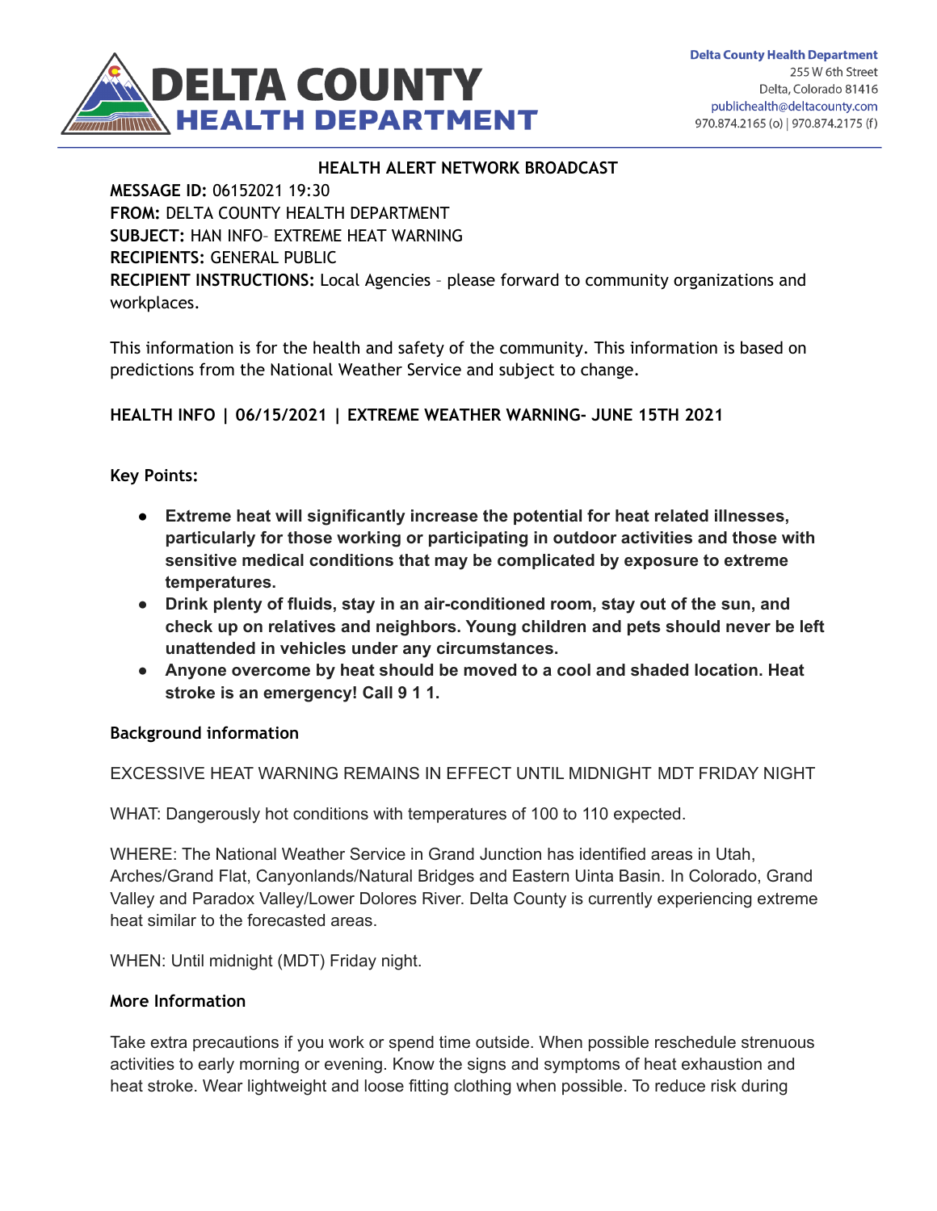# DELTA COUNTY HEALTH DEPARTMENT

Delta County Health Department
255 W 6th Street
Delta, Colorado 81416
publichealth@deltacounty.com
970.874.2165 (o) | 970.874.2175 (f)

## HEALTH ALERT NETWORK BROADCAST

**MESSAGE ID:** 06152021 19:30
**FROM:** DELTA COUNTY HEALTH DEPARTMENT
**SUBJECT:** HAN INFO– EXTREME HEAT WARNING
**RECIPIENTS:** GENERAL PUBLIC
**RECIPIENT INSTRUCTIONS:** Local Agencies – please forward to community organizations and workplaces.

This information is for the health and safety of the community. This information is based on predictions from the National Weather Service and subject to change.

**HEALTH INFO | 06/15/2021 | EXTREME WEATHER WARNING- JUNE 15TH 2021**

**Key Points:**

- **Extreme heat will significantly increase the potential for heat related illnesses, particularly for those working or participating in outdoor activities and those with sensitive medical conditions that may be complicated by exposure to extreme temperatures.**
- **Drink plenty of fluids, stay in an air-conditioned room, stay out of the sun, and check up on relatives and neighbors. Young children and pets should never be left unattended in vehicles under any circumstances.**
- **Anyone overcome by heat should be moved to a cool and shaded location. Heat stroke is an emergency! Call 9 1 1.**

**Background information**

EXCESSIVE HEAT WARNING REMAINS IN EFFECT UNTIL MIDNIGHT MDT FRIDAY NIGHT

WHAT: Dangerously hot conditions with temperatures of 100 to 110 expected.

WHERE: The National Weather Service in Grand Junction has identified areas in Utah, Arches/Grand Flat, Canyonlands/Natural Bridges and Eastern Uinta Basin. In Colorado, Grand Valley and Paradox Valley/Lower Dolores River. Delta County is currently experiencing extreme heat similar to the forecasted areas.

WHEN: Until midnight (MDT) Friday night.

**More Information**

Take extra precautions if you work or spend time outside. When possible reschedule strenuous activities to early morning or evening. Know the signs and symptoms of heat exhaustion and heat stroke. Wear lightweight and loose fitting clothing when possible. To reduce risk during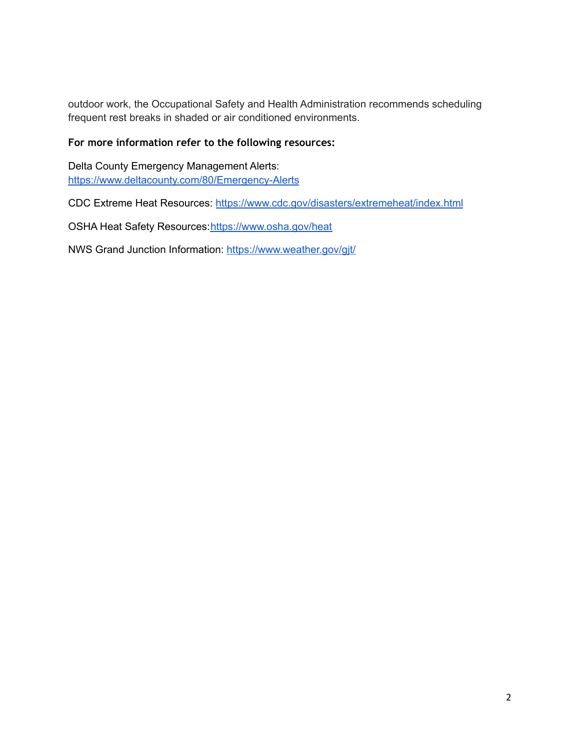outdoor work, the Occupational Safety and Health Administration recommends scheduling frequent rest breaks in shaded or air conditioned environments.

**For more information refer to the following resources:**

Delta County Emergency Management Alerts: https://www.deltacounty.com/80/Emergency-Alerts

CDC Extreme Heat Resources: https://www.cdc.gov/disasters/extremeheat/index.html

OSHA Heat Safety Resources: https://www.osha.gov/heat

NWS Grand Junction Information: https://www.weather.gov/gjt/